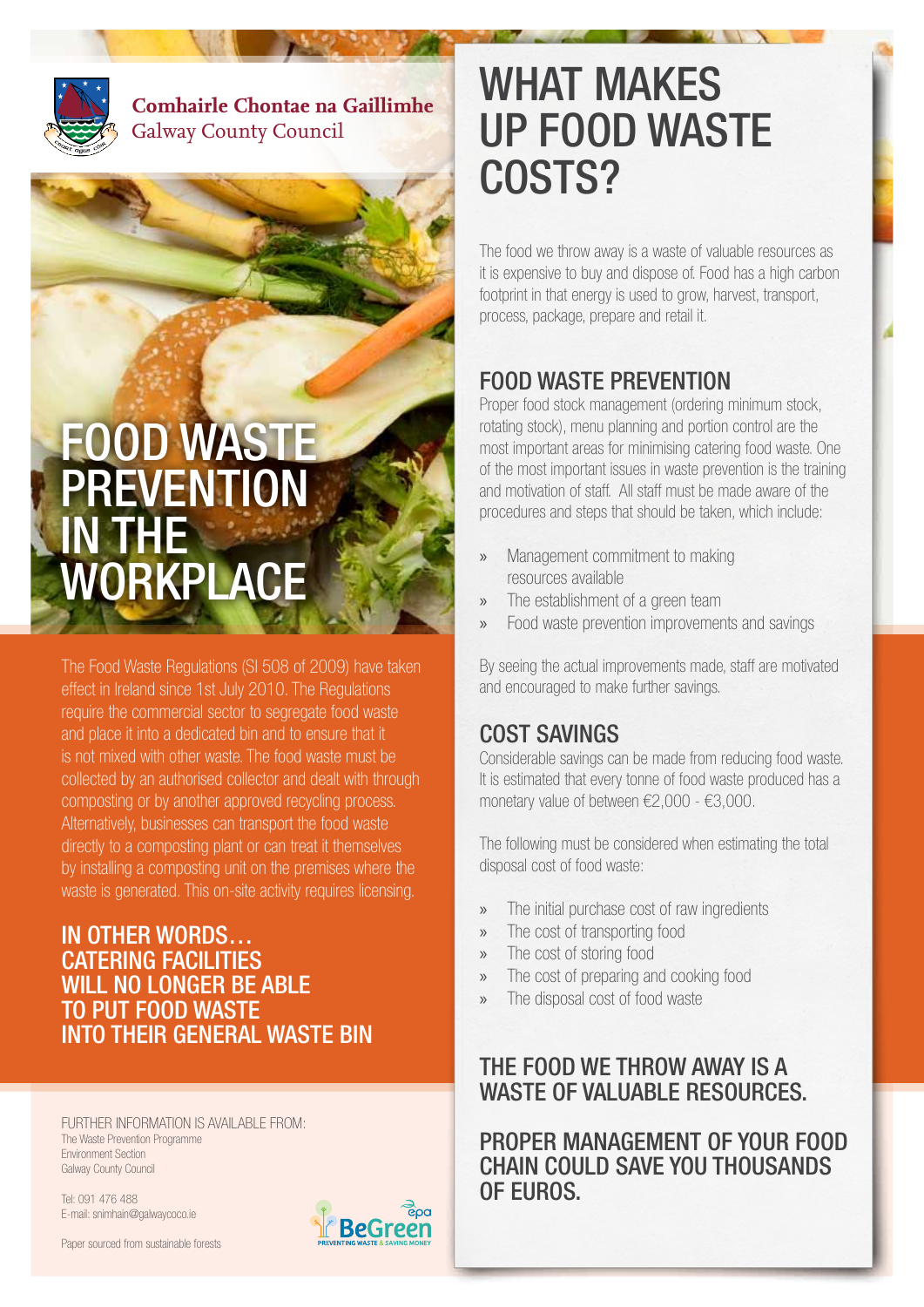**Comhairle Chontae na Gaillimhe**
Galway County Council

# FOOD WASTE PREVENTION IN THE WORKPLACE

The Food Waste Regulations (SI 508 of 2009) have taken effect in Ireland since 1st July 2010. The Regulations require the commercial sector to segregate food waste and place it into a dedicated bin and to ensure that it is not mixed with other waste. The food waste must be collected by an authorised collector and dealt with through composting or by another approved recycling process. Alternatively, businesses can transport the food waste directly to a composting plant or can treat it themselves by installing a composting unit on the premises where the waste is generated. This on-site activity requires licensing.

### IN OTHER WORDS… CATERING FACILITIES WILL NO LONGER BE ABLE TO PUT FOOD WASTE INTO THEIR GENERAL WASTE BIN

FURTHER INFORMATION IS AVAILABLE FROM:
The Waste Prevention Programme
Environment Section
Galway County Council

Tel: 091 476 488
E-mail: snimhain@galwaycoco.ie

Paper sourced from sustainable forests

BeGreen — PREVENTING WASTE & SAVING MONEY

# WHAT MAKES UP FOOD WASTE COSTS?

The food we throw away is a waste of valuable resources as it is expensive to buy and dispose of. Food has a high carbon footprint in that energy is used to grow, harvest, transport, process, package, prepare and retail it.

## FOOD WASTE PREVENTION

Proper food stock management (ordering minimum stock, rotating stock), menu planning and portion control are the most important areas for minimising catering food waste. One of the most important issues in waste prevention is the training and motivation of staff. All staff must be made aware of the procedures and steps that should be taken, which include:

- Management commitment to making resources available
- The establishment of a green team
- Food waste prevention improvements and savings

By seeing the actual improvements made, staff are motivated and encouraged to make further savings.

## COST SAVINGS

Considerable savings can be made from reducing food waste. It is estimated that every tonne of food waste produced has a monetary value of between €2,000 - €3,000.

The following must be considered when estimating the total disposal cost of food waste:

- The initial purchase cost of raw ingredients
- The cost of transporting food
- The cost of storing food
- The cost of preparing and cooking food
- The disposal cost of food waste

### THE FOOD WE THROW AWAY IS A WASTE OF VALUABLE RESOURCES.

### PROPER MANAGEMENT OF YOUR FOOD CHAIN COULD SAVE YOU THOUSANDS OF EUROS.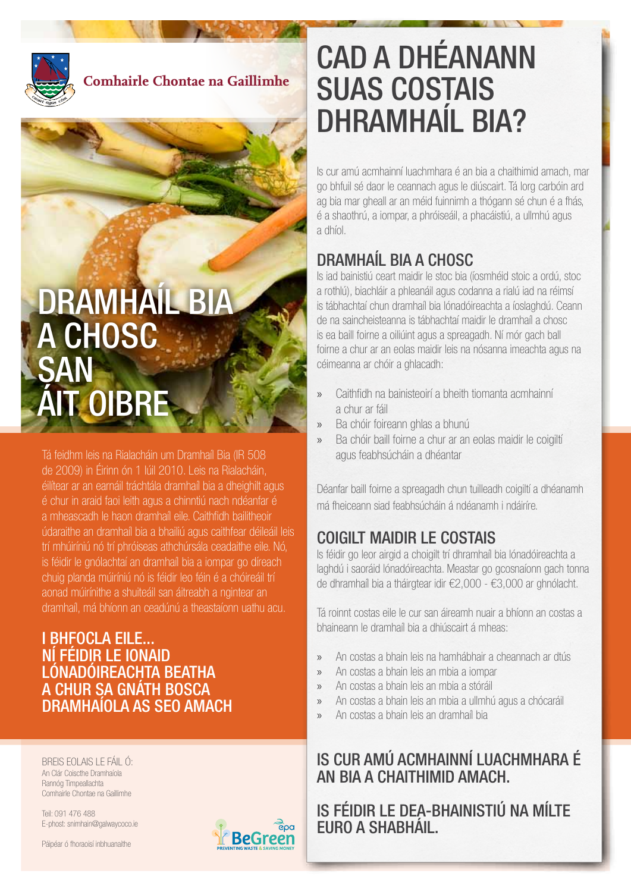Comhairle Chontae na Gaillimhe

# DRAMHAÍL BIA A CHOSC SAN ÁIT OIBRE

Tá feidhm leis na Rialacháin um Dramhaíl Bia (IR 508 de 2009) in Éirinn ón 1 Iúil 2010. Leis na Rialacháin, éilítear ar an earnáil tráchtála dramhaíl bia a dheighilt agus é chur in araid faoi leith agus a chinntiú nach ndéanfar é a mheascadh le haon dramhaíl eile. Caithfidh bailitheoir údaraithe an dramhaíl bia a bhailiú agus caithfear déileáil leis trí mhúiríniú nó trí phróiseas athchúrsála ceadaithe eile. Nó, is féidir le gnólachtaí an dramhaíl bia a iompar go díreach chuig planda múiríniú nó is féidir leo féin é a chóireáil trí aonad múirínithe a shuiteáil san áitreabh a ngintear an dramhaíl, má bhíonn an ceadúnú a theastaíonn uathu acu.

## I BHFOCLA EILE... NÍ FÉIDIR LE IONAID LÓNADÓIREACHTA BEATHA A CHUR SA GNÁTH BOSCA DRAMHAÍOLA AS SEO AMACH

BREIS EOLAIS LE FÁIL Ó:
An Clár Coiscthe Dramhaíola
Rannóg Timpeallachta
Comhairle Chontae na Gaillimhe

Teil: 091 476 488
E-phost: snimhain@galwaycoco.ie

Páipéar ó fhoraoisí inbhuanaithe

BeGreen — PREVENTING WASTE & SAVING MONEY — epa

# CAD A DHÉANANN SUAS COSTAIS DHRAMHAÍL BIA?

Is cur amú acmhainní luachmhara é an bia a chaithimid amach, mar go bhfuil sé daor le ceannach agus le diúscairt. Tá lorg carbóin ard ag bia mar gheall ar an méid fuinnimh a thógann sé chun é a fhás, é a shaothrú, a iompar, a phróiseáil, a phacáistiú, a ullmhú agus a dhíol.

## DRAMHAÍL BIA A CHOSC

Is iad bainistiú ceart maidir le stoc bia (íosmhéid stoic a ordú, stoc a rothlú), biachláir a phleanáil agus codanna a rialú iad na réimsí is tábhachtaí chun dramhaíl bia lónadóireachta a íoslaghdú. Ceann de na saincheisteanna is tábhachtaí maidir le dramhaíl a chosc is ea baill foirne a oiliúint agus a spreagadh. Ní mór gach ball foirne a chur ar an eolas maidir leis na nósanna imeachta agus na céimeanna ar chóir a ghlacadh:

- Caithfidh na bainisteoirí a bheith tiomanta acmhainní a chur ar fáil
- Ba chóir foireann ghlas a bhunú
- Ba chóir baill foirne a chur ar an eolas maidir le coigiltí agus feabhsúcháin a dhéantar

Déanfar baill foirne a spreagadh chun tuilleadh coigiltí a dhéanamh má fheiceann siad feabhsúcháin á ndéanamh i ndáiríre.

## COIGILT MAIDIR LE COSTAIS

Is féidir go leor airgid a choigilt trí dhramhaíl bia lónadóireachta a laghdú i saoráid lónadóireachta. Meastar go gcosnaíonn gach tonna de dhramhaíl bia a tháirgtear idir €2,000 - €3,000 ar ghnólacht.

Tá roinnt costas eile le cur san áireamh nuair a bhíonn an costas a bhaineann le dramhaíl bia a dhiúscairt á mheas:

- An costas a bhain leis na hamhábhair a cheannach ar dtús
- An costas a bhain leis an mbia a iompar
- An costas a bhain leis an mbia a stóráil
- An costas a bhain leis an mbia a ullmhú agus a chócaráil
- An costas a bhain leis an dramhaíl bia

## IS CUR AMÚ ACMHAINNÍ LUACHMHARA É AN BIA A CHAITHIMID AMACH.

## IS FÉIDIR LE DEA-BHAINISTIÚ NA MÍLTE EURO A SHABHÁIL.